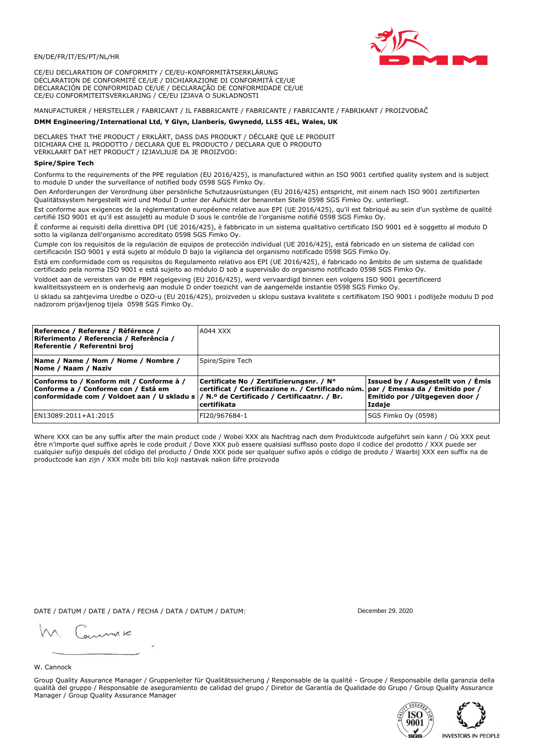EN/DE/FR/IT/ES/PT/NL/HR

CE/EU DECLARATION OF CONFORMITY / CE/EU-KONFORMITÄTSERKLÄRUNG
DÉCLARATION DE CONFORMITÉ CE/UE / DICHIARAZIONE DI CONFORMITÀ CE/UE
DECLARACIÓN DE CONFORMIDAD CE/UE / DECLARAÇÃO DE CONFORMIDADE CE/UE
CE/EU CONFORMITEITSVERKLARING / CE/EU IZJAVA O SUKLADNOSTI

MANUFACTURER / HERSTELLER / FABRICANT / IL FABBRICANTE / FABRICANTE / FABRICANTE / FABRIKANT / PROIZVOĐAČ

**DMM Engineering/International Ltd, Y Glyn, Llanberis, Gwynedd, LL55 4EL, Wales, UK**

DECLARES THAT THE PRODUCT / ERKLÄRT, DASS DAS PRODUKT / DÉCLARE QUE LE PRODUIT
DICHIARA CHE IL PRODOTTO / DECLARA QUE EL PRODUCTO / DECLARA QUE O PRODUTO
VERKLAART DAT HET PRODUCT / IZJAVLJUJE DA JE PROIZVOD:

**Spire/Spire Tech**

Conforms to the requirements of the PPE regulation (EU 2016/425), is manufactured within an ISO 9001 certified quality system and is subject to module D under the surveillance of notified body 0598 SGS Fimko Oy.

Den Anforderungen der Verordnung über persönliche Schutzausrüstungen (EU 2016/425) entspricht, mit einem nach ISO 9001 zertifizierten Qualitätssystem hergestellt wird und Modul D unter der Aufsicht der benannten Stelle 0598 SGS Fimko Oy. unterliegt.

Est conforme aux exigences de la réglementation européenne relative aux EPI (UE 2016/425), qu'il est fabriqué au sein d'un système de qualité certifié ISO 9001 et qu'il est assujetti au module D sous le contrôle de l'organisme notifié 0598 SGS Fimko Oy.

È conforme ai requisiti della direttiva DPI (UE 2016/425), è fabbricato in un sistema qualitativo certificato ISO 9001 ed è soggetto al modulo D sotto la vigilanza dell'organismo accreditato 0598 SGS Fimko Oy.

Cumple con los requisitos de la regulación de equipos de protección individual (UE 2016/425), está fabricado en un sistema de calidad con certificación ISO 9001 y está sujeto al módulo D bajo la vigilancia del organismo notificado 0598 SGS Fimko Oy.

Está em conformidade com os requisitos do Regulamento relativo aos EPI (UE 2016/425), é fabricado no âmbito de um sistema de qualidade certificado pela norma ISO 9001 e está sujeito ao módulo D sob a supervisão do organismo notificado 0598 SGS Fimko Oy.

Voldoet aan de vereisten van de PBM regelgeving (EU 2016/425), werd vervaardigd binnen een volgens ISO 9001 gecertificeerd kwaliteitssysteem en is onderhevig aan module D onder toezicht van de aangemelde instantie 0598 SGS Fimko Oy.

U skladu sa zahtjevima Uredbe o OZO-u (EU 2016/425), proizveden u sklopu sustava kvalitete s certifikatom ISO 9001 i podliježe modulu D pod nadzorom prijavljenog tijela 0598 SGS Fimko Oy.

| **Reference / Referenz / Référence / Riferimento / Referencia / Referência / Referentie / Referentni broj** | A044 XXX | |
|---|---|---|
| **Name / Name / Nom / Nome / Nombre / Nome / Naam / Naziv** | Spire/Spire Tech | |
| **Conforms to / Konform mit / Conforme à / Conforme a / Conforme con / Está em conformidade com / Voldoet aan / U skladu s** | **Certificate No / Zertifizierungsnr. / N° certificat / Certificazione n. / Certificado núm. / N.º de Certificado / Certificaatnr. / Br. certifikata** | **Issued by / Ausgestellt von / Émis par / Emessa da / Emitido por / Emitido por / Uitgegeven door / Izdaje** |
| EN13089:2011+A1:2015 | FI20/967684-1 | SGS Fimko Oy (0598) |

Where XXX can be any suffix after the main product code / Wobei XXX als Nachtrag nach dem Produktcode aufgeführt sein kann / Où XXX peut être n'importe quel suffixe après le code produit / Dove XXX può essere qualsiasi suffisso posto dopo il codice del prodotto / XXX puede ser cualquier sufijo después del código del producto / Onde XXX pode ser qualquer sufixo após o código de produto / Waarbij XXX een suffix na de productcode kan zijn / XXX može biti bilo koji nastavak nakon šifre proizvoda

DATE / DATUM / DATE / DATA / FECHA / DATA / DATUM / DATUM: December 29, 2020

W. Cannock

Group Quality Assurance Manager / Gruppenleiter für Qualitätssicherung / Responsable de la qualité - Groupe / Responsabile della garanzia della qualità del gruppo / Responsable de aseguramiento de calidad del grupo / Diretor de Garantia de Qualidade do Grupo / Group Quality Assurance Manager / Group Quality Assurance Manager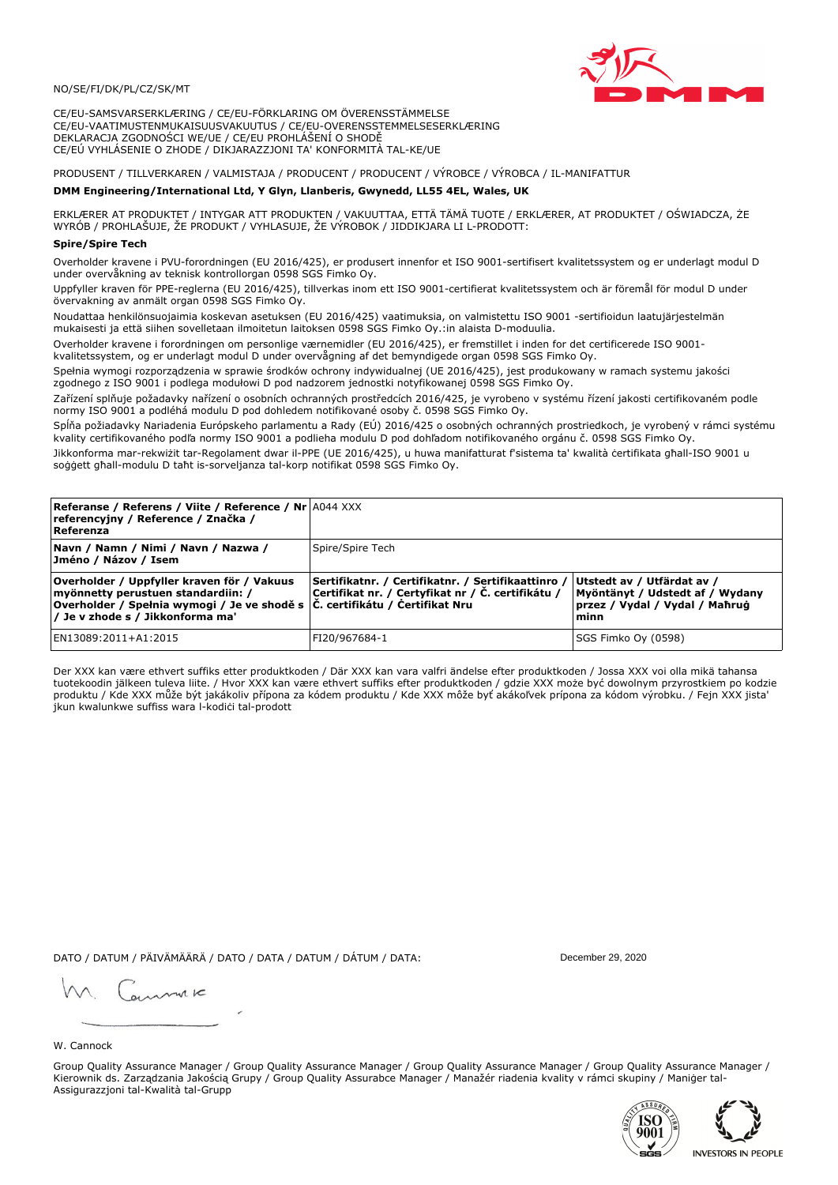NO/SE/FI/DK/PL/CZ/SK/MT

CE/EU-SAMSVARSERKLÆRING / CE/EU-FÖRKLARING OM ÖVERENSSTÄMMELSE
CE/EU-VAATIMUSTENMUKAISUUSVAKUUTUS / CE/EU-OVERENSSTEMMELSESERKLÆRING
DEKLARACJA ZGODNOŚCI WE/UE / CE/EU PROHLÁŠENÍ O SHODĚ
CE/EÚ VYHLÁSENIE O ZHODE / DIKJARAZZJONI TA' KONFORMITÀ TAL-KE/UE

PRODUSENT / TILLVERKAREN / VALMISTAJA / PRODUCENT / PRODUCENT / VÝROBCE / VÝROBCA / IL-MANIFATTUR

**DMM Engineering/International Ltd, Y Glyn, Llanberis, Gwynedd, LL55 4EL, Wales, UK**

ERKLÆRER AT PRODUKTET / INTYGAR ATT PRODUKTEN / VAKUUTTAA, ETTÄ TÄMÄ TUOTE / ERKLÆRER, AT PRODUKTET / OŚWIADCZA, ŻE WYRÓB / PROHLAŠUJE, ŽE PRODUKT / VYHLASUJE, ŽE VÝROBOK / JIDDIKJARA LI L-PRODOTT:

**Spire/Spire Tech**

Overholder kravene i PVU-forordningen (EU 2016/425), er produsert innenfor et ISO 9001-sertifisert kvalitetssystem og er underlagt modul D under overvåkning av teknisk kontrollorgan 0598 SGS Fimko Oy.

Uppfyller kraven för PPE-reglerna (EU 2016/425), tillverkas inom ett ISO 9001-certifierat kvalitetssystem och är föremål för modul D under övervakning av anmält organ 0598 SGS Fimko Oy.

Noudattaa henkilönsuojaimia koskevan asetuksen (EU 2016/425) vaatimuksia, on valmistettu ISO 9001 -sertifioidun laatujärjestelmän mukaisesti ja että siihen sovelletaan ilmoitetun laitoksen 0598 SGS Fimko Oy.:in alaista D-moduulia.

Overholder kravene i forordningen om personlige værnemidler (EU 2016/425), er fremstillet i inden for det certificerede ISO 9001-kvalitetssystem, og er underlagt modul D under overvågning af det bemyndigede organ 0598 SGS Fimko Oy.

Spełnia wymogi rozporządzenia w sprawie środków ochrony indywidualnej (UE 2016/425), jest produkowany w ramach systemu jakości zgodnego z ISO 9001 i podlega modułowi D pod nadzorem jednostki notyfikowanej 0598 SGS Fimko Oy.

Zařízení splňuje požadavky nařízení o osobních ochranných prostředcích 2016/425, je vyrobeno v systému řízení jakosti certifikovaném podle normy ISO 9001 a podléhá modulu D pod dohledem notifikované osoby č. 0598 SGS Fimko Oy.

Spĺňa požiadavky Nariadenia Európskeho parlamentu a Rady (EÚ) 2016/425 o osobných ochranných prostriedkoch, je vyrobený v rámci systému kvality certifikovaného podľa normy ISO 9001 a podlieha modulu D pod dohľadom notifikovaného orgánu č. 0598 SGS Fimko Oy.

Jikkonforma mar-rekwiżit tar-Regolament dwar il-PPE (UE 2016/425), u huwa manifatturat f'sistema ta' kwalità ċertifikata għall-ISO 9001 u soġġett għall-modulu D taħt is-sorveljanza tal-korp notifikat 0598 SGS Fimko Oy.

| **Referanse / Referens / Viite / Reference / Nr referencyjny / Reference / Značka / Referenza** | A044 XXX | |
|---|---|---|
| **Navn / Namn / Nimi / Navn / Nazwa / Jméno / Názov / Isem** | Spire/Spire Tech | |
| **Overholder / Uppfyller kraven för / Vakuus myönnetty perustuen standardiin: / Overholder / Spełnia wymogi / Je ve shodě s / Je v zhode s / Jikkonforma ma'** | **Sertifikatnr. / Certifikatnr. / Sertifikaattinro / Certifikat nr. / Certyfikat nr / Č. certifikátu / Č. certifikátu / Ċertifikat Nru** | **Utstedt av / Utfärdat av / Myöntänyt / Udstedt af / Wydany przez / Vydal / Vydal / Maħruġ minn** |
| EN13089:2011+A1:2015 | FI20/967684-1 | SGS Fimko Oy (0598) |

Der XXX kan være ethvert suffiks etter produktkoden / Där XXX kan vara valfri ändelse efter produktkoden / Jossa XXX voi olla mikä tahansa tuotekoodin jälkeen tuleva liite. / Hvor XXX kan være ethvert suffiks efter produktkoden / gdzie XXX może być dowolnym przyrostkiem po kodzie produktu / Kde XXX může být jakákoliv přípona za kódem produktu / Kde XXX môže byť akákoľvek prípona za kódom výrobku. / Fejn XXX jista' jkun kwalunkwe suffiss wara l-kodiċi tal-prodott

DATO / DATUM / PÄIVÄMÄÄRÄ / DATO / DATA / DATUM / DÁTUM / DATA: December 29, 2020

W. Cannock

Group Quality Assurance Manager / Group Quality Assurance Manager / Group Quality Assurance Manager / Group Quality Assurance Manager / Kierownik ds. Zarządzania Jakością Grupy / Group Quality Assurabce Manager / Manažér riadenia kvality v rámci skupiny / Maniġer tal-Assigurazzjoni tal-Kwalità tal-Grupp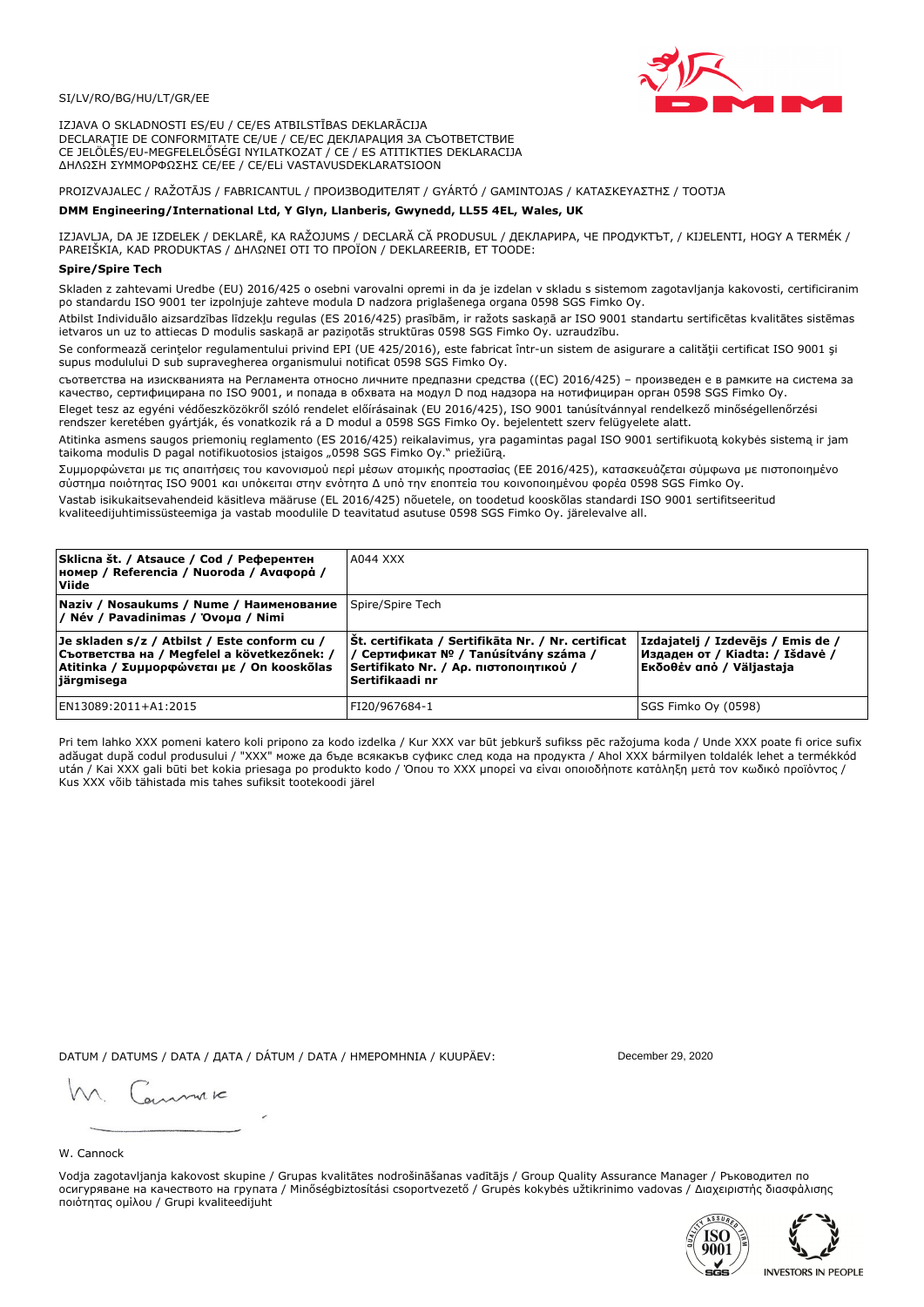SI/LV/RO/BG/HU/LT/GR/EE

IZJAVA O SKLADNOSTI ES/EU / CE/ES ATBILSTĪBAS DEKLARĀCIJA
DECLARAȚIE DE CONFORMITATE CE/UE / CE/ЕС ДЕКЛАРАЦИЯ ЗА СЪОТВЕТСТВИЕ
CE JELÖLÉS/EU-MEGFELELŐSÉGI NYILATKOZAT / CE / ES ATITIKTIES DEKLARACIJA
ΔΗΛΩΣΗ ΣΥΜΜΟΡΦΩΣΗΣ CE/EE / CE/ELi VASTAVUSDEKLARATSIOON

PROIZVAJALEC / RAŽOTĀJS / FABRICANTUL / ПРОИЗВОДИТЕЛЯТ / GYÁRTÓ / GAMINTOJAS / ΚΑΤΑΣΚΕΥΑΣΤΗΣ / TOOTJA

**DMM Engineering/International Ltd, Y Glyn, Llanberis, Gwynedd, LL55 4EL, Wales, UK**

IZJAVLJA, DA JE IZDELEK / DEKLARĒ, KA RAŽOJUMS / DECLARĂ CĂ PRODUSUL / ДЕКЛАРИРА, ЧЕ ПРОДУКТЪТ, / KIJELENTI, HOGY A TERMÉK / PAREIŠKIA, KAD PRODUKTAS / ΔΗΛΩΝΕΙ ΟΤΙ ΤΟ ΠΡΟΪΟΝ / DEKLAREERIB, ET TOODE:

**Spire/Spire Tech**

Skladen z zahtevami Uredbe (EU) 2016/425 o osebni varovalni opremi in da je izdelan v skladu s sistemom zagotavljanja kakovosti, certificiranim po standardu ISO 9001 ter izpolnjuje zahteve modula D nadzora priglašenega organa 0598 SGS Fimko Oy.

Atbilst Individuālo aizsardzības līdzekļu regulas (ES 2016/425) prasībām, ir ražots saskaņā ar ISO 9001 standartu sertificētas kvalitātes sistēmas ietvaros un uz to attiecas D modulis saskaņā ar paziņotās struktūras 0598 SGS Fimko Oy. uzraudzību.

Se conformează cerințelor regulamentului privind EPI (UE 425/2016), este fabricat într-un sistem de asigurare a calității certificat ISO 9001 și supus modulului D sub supravegherea organismului notificat 0598 SGS Fimko Oy.

съответства на изискванията на Регламента относно личните предпазни средства ((ЕС) 2016/425) – произведен е в рамките на система за качество, сертифицирана по ISO 9001, и попада в обхвата на модул D под надзора на нотифициран орган 0598 SGS Fimko Oy.

Eleget tesz az egyéni védőeszközökről szóló rendelet előírásainak (EU 2016/425), ISO 9001 tanúsítvánnyal rendelkező minőségellenőrzési rendszer keretében gyártják, és vonatkozik rá a D modul a 0598 SGS Fimko Oy. bejelentett szerv felügyelete alatt.

Atitinka asmens saugos priemonių reglamento (ES 2016/425) reikalavimus, yra pagamintas pagal ISO 9001 sertifikuotą kokybės sistemą ir jam taikoma modulis D pagal notifikuotosios įstaigos „0598 SGS Fimko Oy." priežiūrą.

Συμμορφώνεται με τις απαιτήσεις του κανονισμού περί μέσων ατομικής προστασίας (ΕΕ 2016/425), κατασκευάζεται σύμφωνα με πιστοποιημένο σύστημα ποιότητας ISO 9001 και υπόκειται στην ενότητα Δ υπό την εποπτεία του κοινοποιημένου φορέα 0598 SGS Fimko Oy.

Vastab isikukaitsevahendeid käsitleva määruse (EL 2016/425) nõuetele, on toodetud kooskõlas standardi ISO 9001 sertifitseeritud kvaliteedijuhtimissüsteemiga ja vastab moodulile D teavitatud asutuse 0598 SGS Fimko Oy. järelevalve all.

| | | |
|---|---|---|
| **Sklicna št. / Atsauce / Cod / Референтен номер / Referencia / Nuoroda / Αναφορά / Viide** | A044 XXX | |
| **Naziv / Nosaukums / Nume / Наименование / Név / Pavadinimas / Όνομα / Nimi** | Spire/Spire Tech | |
| **Je skladen s/z / Atbilst / Este conform cu / Съответства на / Megfelel a következőnek: / Atitinka / Συμμορφώνεται με / On kooskõlas järgmisega** | **Št. certifikata / Sertifikāta Nr. / Nr. certificat / Сертификат № / Tanúsítvány száma / Sertifikato Nr. / Αρ. πιστοποιητικού / Sertifikaadi nr** | **Izdajatelj / Izdevējs / Emis de / Издаден от / Kiadta: / Išdavė / Εκδοθέν από / Väljastaja** |
| EN13089:2011+A1:2015 | FI20/967684-1 | SGS Fimko Oy (0598) |

Pri tem lahko XXX pomeni katero koli pripono za kodo izdelka / Kur XXX var būt jebkurš sufikss pēc ražojuma koda / Unde XXX poate fi orice sufix adăugat după codul produsului / "XXX" може да бъде всякакъв суфикс след кода на продукта / Ahol XXX bármilyen toldalék lehet a termékkód után / Kai XXX gali būti bet kokia priesaga po produkto kodo / Όπου το XXX μπορεί να είναι οποιοδήποτε κατάληξη μετά τον κωδικό προϊόντος / Kus XXX võib tähistada mis tahes sufiksit tootekoodi järel

DATUM / DATUMS / DATA / ДАТА / DÁTUM / DATA / ΗΜΕΡΟΜΗΝΙΑ / KUUPÄEV: December 29, 2020

W. Cannock

Vodja zagotavljanja kakovost skupine / Grupas kvalitātes nodrošināšanas vadītājs / Group Quality Assurance Manager / Ръководител по осигуряване на качеството на групата / Minőségbiztosítási csoportvezető / Grupės kokybės užtikrinimo vadovas / Διαχειριστής διασφάλισης ποιότητας ομίλου / Grupi kvaliteedijuht